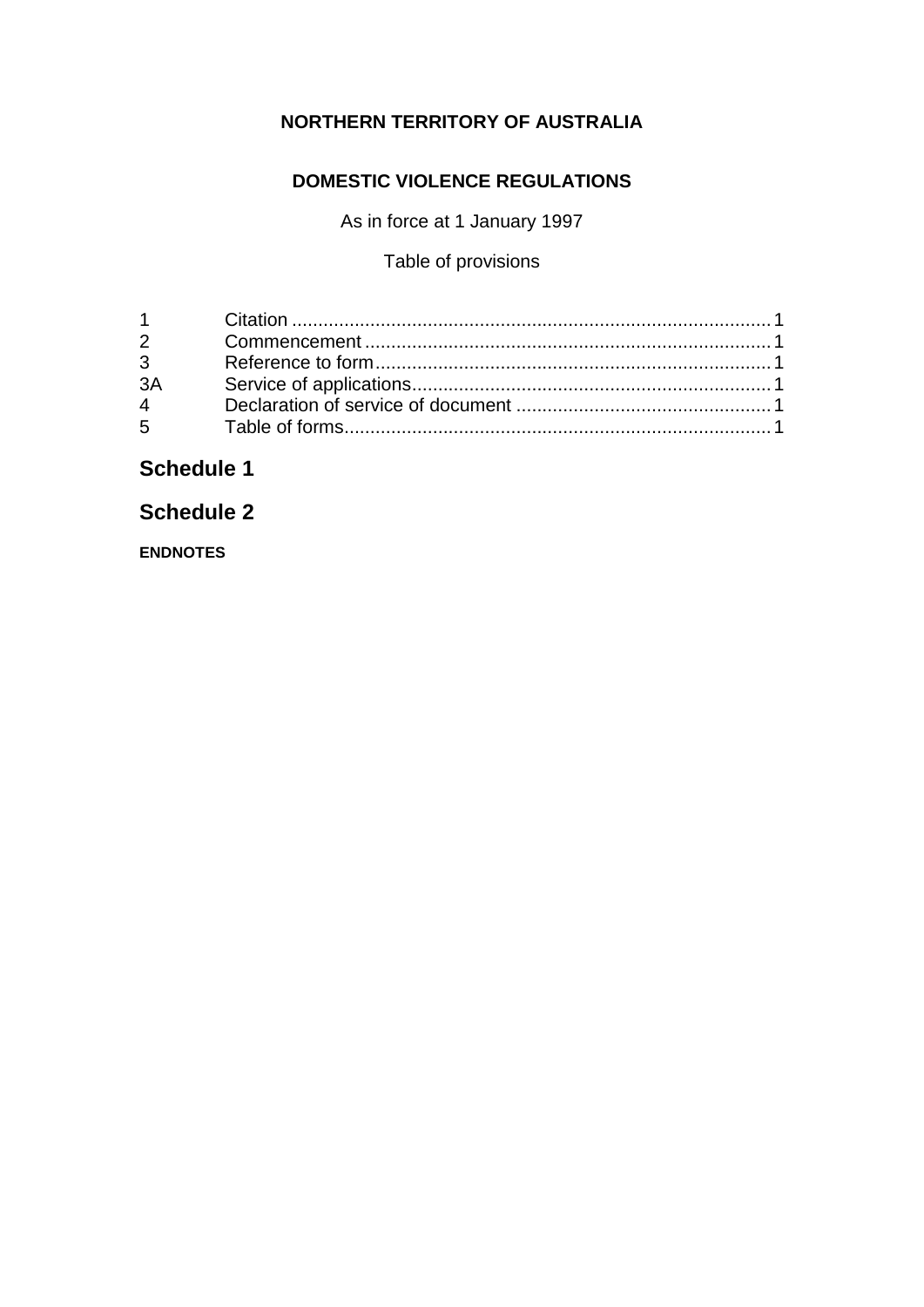**NORTHERN TERRITORY OF AUSTRALIA**

**DOMESTIC VIOLENCE REGULATIONS**

As in force at 1 January 1997

Table of provisions

| | | |
|---|---|---|
| 1 | Citation | 1 |
| 2 | Commencement | 1 |
| 3 | Reference to form | 1 |
| 3A | Service of applications | 1 |
| 4 | Declaration of service of document | 1 |
| 5 | Table of forms | 1 |

## Schedule 1

## Schedule 2

**ENDNOTES**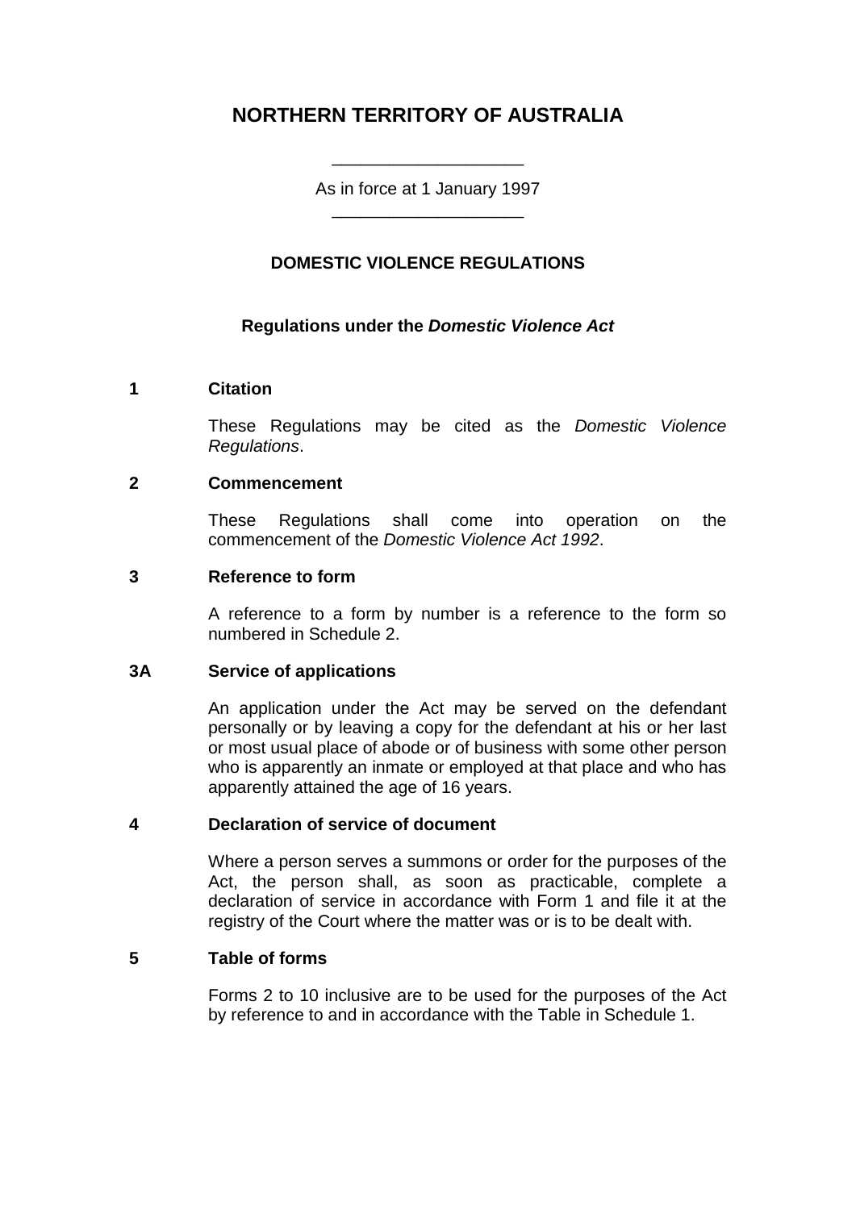# NORTHERN TERRITORY OF AUSTRALIA

As in force at 1 January 1997

## DOMESTIC VIOLENCE REGULATIONS

### Regulations under the *Domestic Violence Act*

**1 Citation**

These Regulations may be cited as the *Domestic Violence Regulations*.

**2 Commencement**

These Regulations shall come into operation on the commencement of the *Domestic Violence Act 1992*.

**3 Reference to form**

A reference to a form by number is a reference to the form so numbered in Schedule 2.

**3A Service of applications**

An application under the Act may be served on the defendant personally or by leaving a copy for the defendant at his or her last or most usual place of abode or of business with some other person who is apparently an inmate or employed at that place and who has apparently attained the age of 16 years.

**4 Declaration of service of document**

Where a person serves a summons or order for the purposes of the Act, the person shall, as soon as practicable, complete a declaration of service in accordance with Form 1 and file it at the registry of the Court where the matter was or is to be dealt with.

**5 Table of forms**

Forms 2 to 10 inclusive are to be used for the purposes of the Act by reference to and in accordance with the Table in Schedule 1.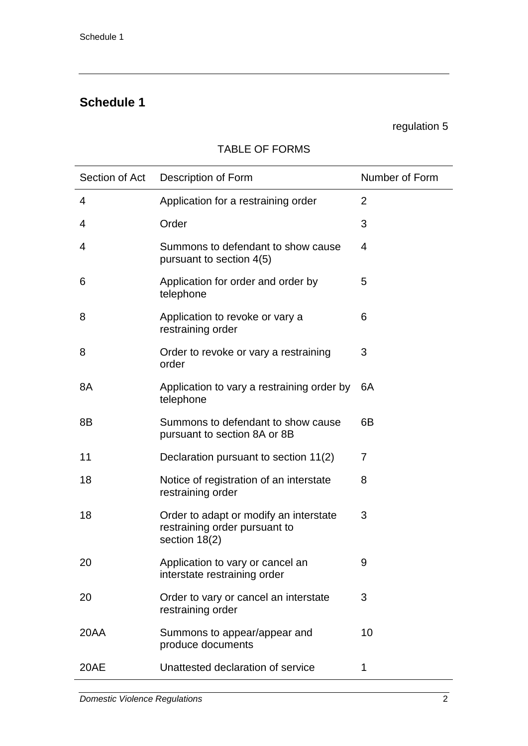## Schedule 1

regulation 5

TABLE OF FORMS

| Section of Act | Description of Form | Number of Form |
|---|---|---|
| 4 | Application for a restraining order | 2 |
| 4 | Order | 3 |
| 4 | Summons to defendant to show cause pursuant to section 4(5) | 4 |
| 6 | Application for order and order by telephone | 5 |
| 8 | Application to revoke or vary a restraining order | 6 |
| 8 | Order to revoke or vary a restraining order | 3 |
| 8A | Application to vary a restraining order by telephone | 6A |
| 8B | Summons to defendant to show cause pursuant to section 8A or 8B | 6B |
| 11 | Declaration pursuant to section 11(2) | 7 |
| 18 | Notice of registration of an interstate restraining order | 8 |
| 18 | Order to adapt or modify an interstate restraining order pursuant to section 18(2) | 3 |
| 20 | Application to vary or cancel an interstate restraining order | 9 |
| 20 | Order to vary or cancel an interstate restraining order | 3 |
| 20AA | Summons to appear/appear and produce documents | 10 |
| 20AE | Unattested declaration of service | 1 |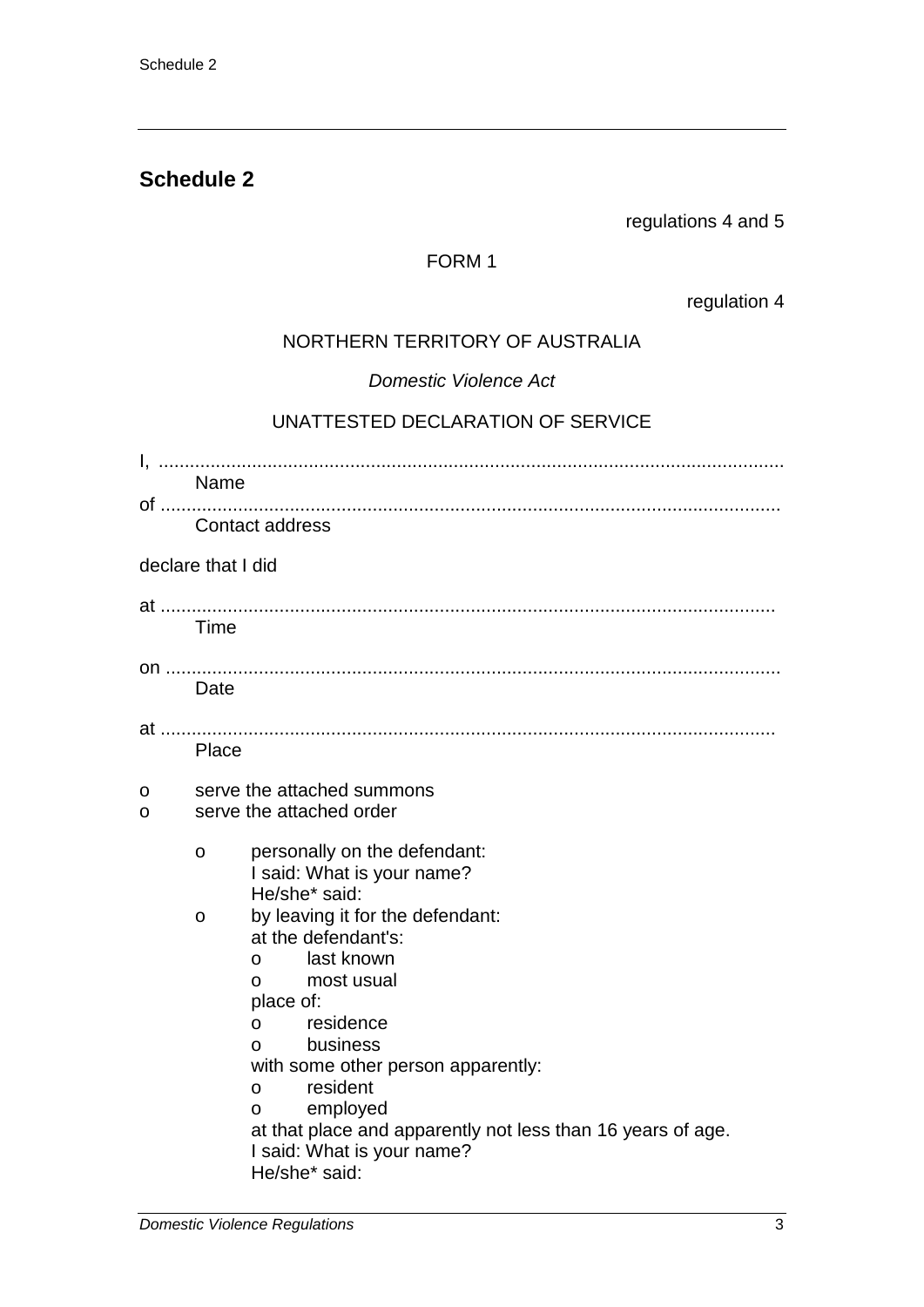## Schedule 2

regulations 4 and 5

FORM 1

regulation 4

NORTHERN TERRITORY OF AUSTRALIA

*Domestic Violence Act*

UNATTESTED DECLARATION OF SERVICE

I, ........................................................................................................................
Name

of ......................................................................................................................
Contact address

declare that I did

at ......................................................................................................................
Time

on ......................................................................................................................
Date

at ......................................................................................................................
Place

- o serve the attached summons
- o serve the attached order
  - o personally on the defendant:
    I said: What is your name?
    He/she* said:
  - o by leaving it for the defendant:
    at the defendant's:
    - o last known
    - o most usual

    place of:
    - o residence
    - o business

    with some other person apparently:
    - o resident
    - o employed

    at that place and apparently not less than 16 years of age.
    I said: What is your name?
    He/she* said: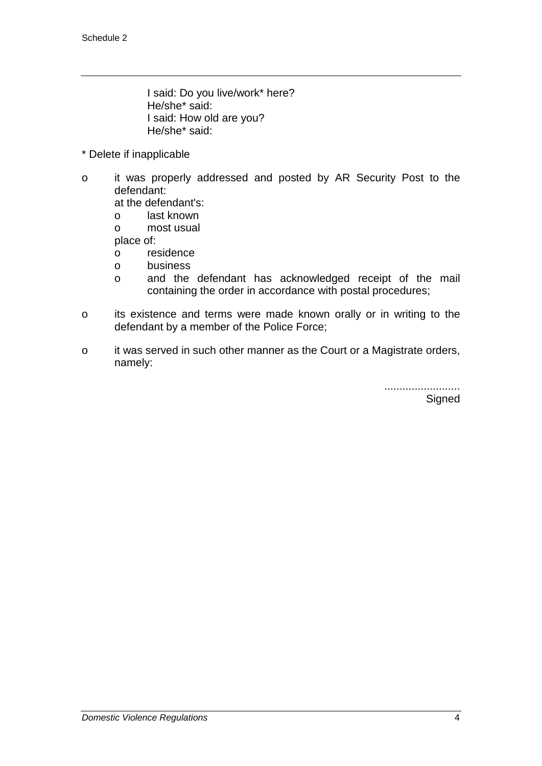I said: Do you live/work* here?
He/she* said:
I said: How old are you?
He/she* said:

\* Delete if inapplicable

- o it was properly addressed and posted by AR Security Post to the defendant:
  at the defendant's:
  - o last known
  - o most usual

  place of:
  - o residence
  - o business
  - o and the defendant has acknowledged receipt of the mail containing the order in accordance with postal procedures;
- o its existence and terms were made known orally or in writing to the defendant by a member of the Police Force;
- o it was served in such other manner as the Court or a Magistrate orders, namely:

.........................
Signed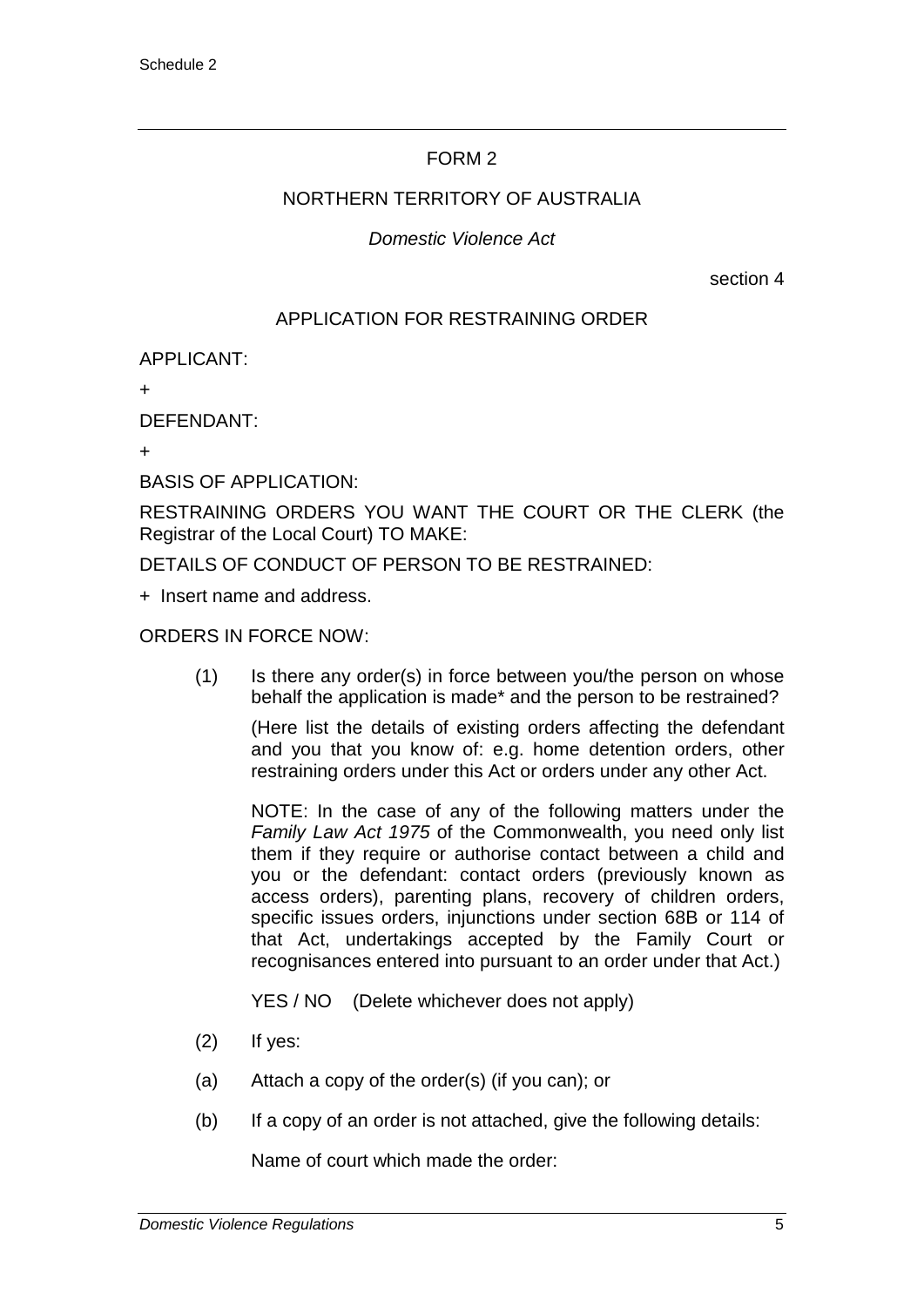FORM 2

NORTHERN TERRITORY OF AUSTRALIA

*Domestic Violence Act*

section 4

APPLICATION FOR RESTRAINING ORDER

APPLICANT:

+

DEFENDANT:

+

BASIS OF APPLICATION:

RESTRAINING ORDERS YOU WANT THE COURT OR THE CLERK (the Registrar of the Local Court) TO MAKE:

DETAILS OF CONDUCT OF PERSON TO BE RESTRAINED:

+ Insert name and address.

ORDERS IN FORCE NOW:

(1) Is there any order(s) in force between you/the person on whose behalf the application is made* and the person to be restrained?

(Here list the details of existing orders affecting the defendant and you that you know of: e.g. home detention orders, other restraining orders under this Act or orders under any other Act.

NOTE: In the case of any of the following matters under the *Family Law Act 1975* of the Commonwealth, you need only list them if they require or authorise contact between a child and you or the defendant: contact orders (previously known as access orders), parenting plans, recovery of children orders, specific issues orders, injunctions under section 68B or 114 of that Act, undertakings accepted by the Family Court or recognisances entered into pursuant to an order under that Act.)

YES / NO (Delete whichever does not apply)

(2) If yes:

(a) Attach a copy of the order(s) (if you can); or

(b) If a copy of an order is not attached, give the following details:

Name of court which made the order: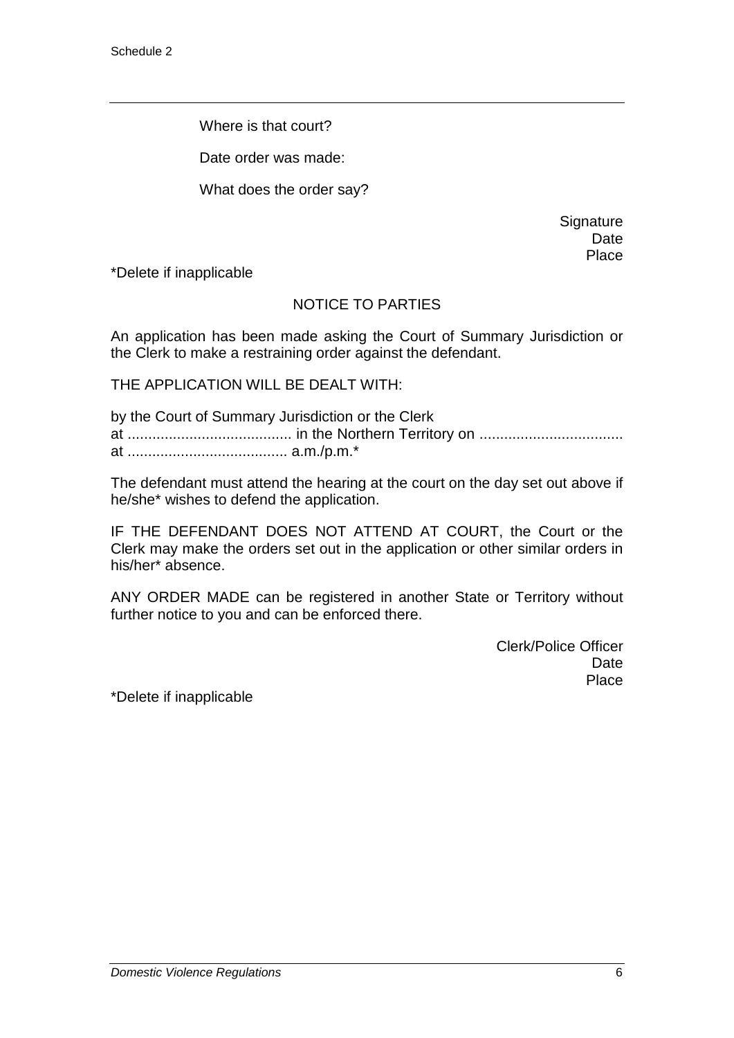Where is that court?

Date order was made:

What does the order say?

Signature
Date
Place

*Delete if inapplicable

NOTICE TO PARTIES

An application has been made asking the Court of Summary Jurisdiction or the Clerk to make a restraining order against the defendant.

THE APPLICATION WILL BE DEALT WITH:

by the Court of Summary Jurisdiction or the Clerk
at ........................................ in the Northern Territory on ..................................
at ....................................... a.m./p.m.*

The defendant must attend the hearing at the court on the day set out above if he/she* wishes to defend the application.

IF THE DEFENDANT DOES NOT ATTEND AT COURT, the Court or the Clerk may make the orders set out in the application or other similar orders in his/her* absence.

ANY ORDER MADE can be registered in another State or Territory without further notice to you and can be enforced there.

Clerk/Police Officer
Date
Place

*Delete if inapplicable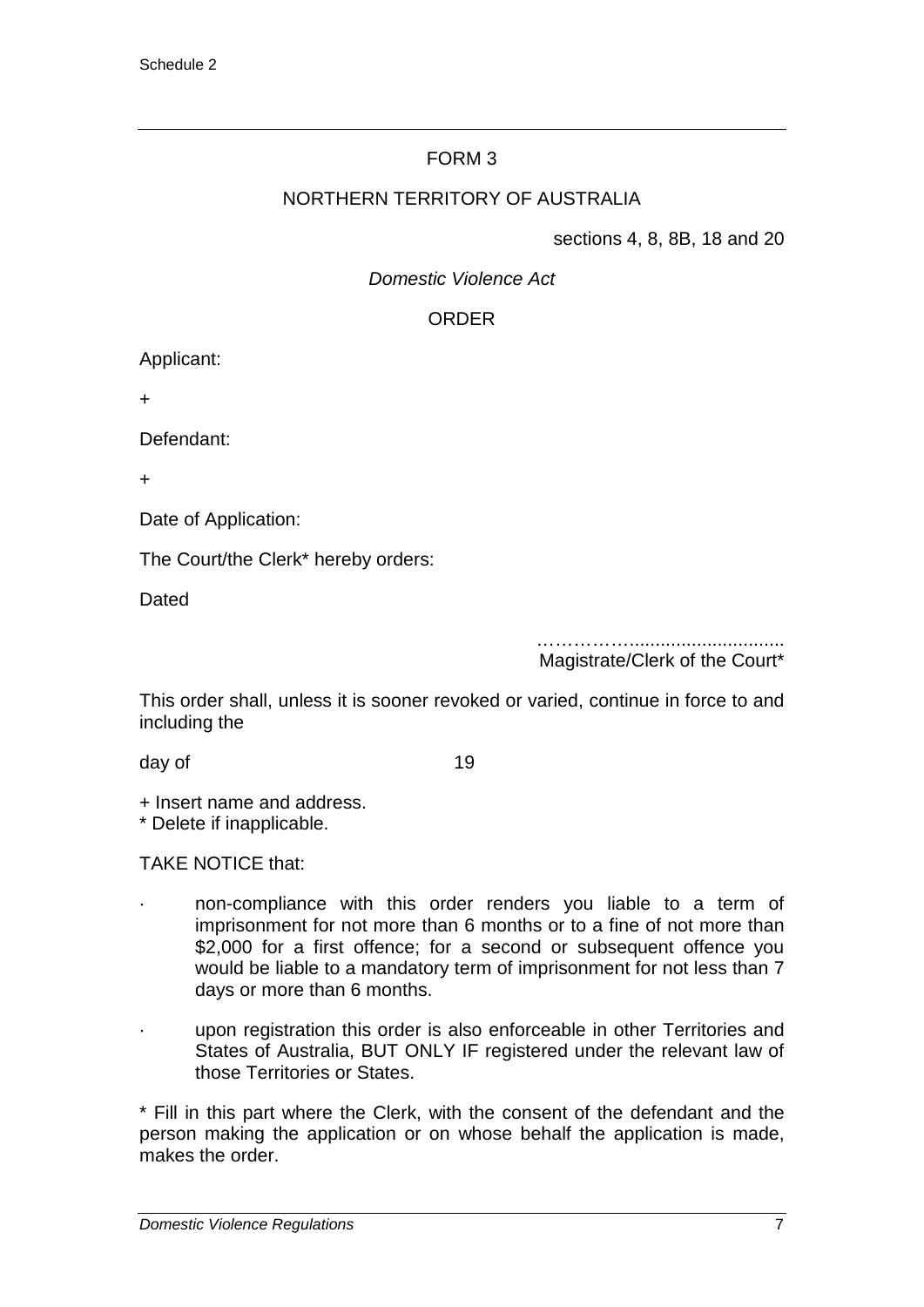## FORM 3

NORTHERN TERRITORY OF AUSTRALIA

sections 4, 8, 8B, 18 and 20

*Domestic Violence Act*

ORDER

Applicant:

+

Defendant:

+

Date of Application:

The Court/the Clerk* hereby orders:

Dated

……………...........................
Magistrate/Clerk of the Court*

This order shall, unless it is sooner revoked or varied, continue in force to and including the

day of 19

+ Insert name and address.
* Delete if inapplicable.

TAKE NOTICE that:

- non-compliance with this order renders you liable to a term of imprisonment for not more than 6 months or to a fine of not more than $2,000 for a first offence; for a second or subsequent offence you would be liable to a mandatory term of imprisonment for not less than 7 days or more than 6 months.
- upon registration this order is also enforceable in other Territories and States of Australia, BUT ONLY IF registered under the relevant law of those Territories or States.

* Fill in this part where the Clerk, with the consent of the defendant and the person making the application or on whose behalf the application is made, makes the order.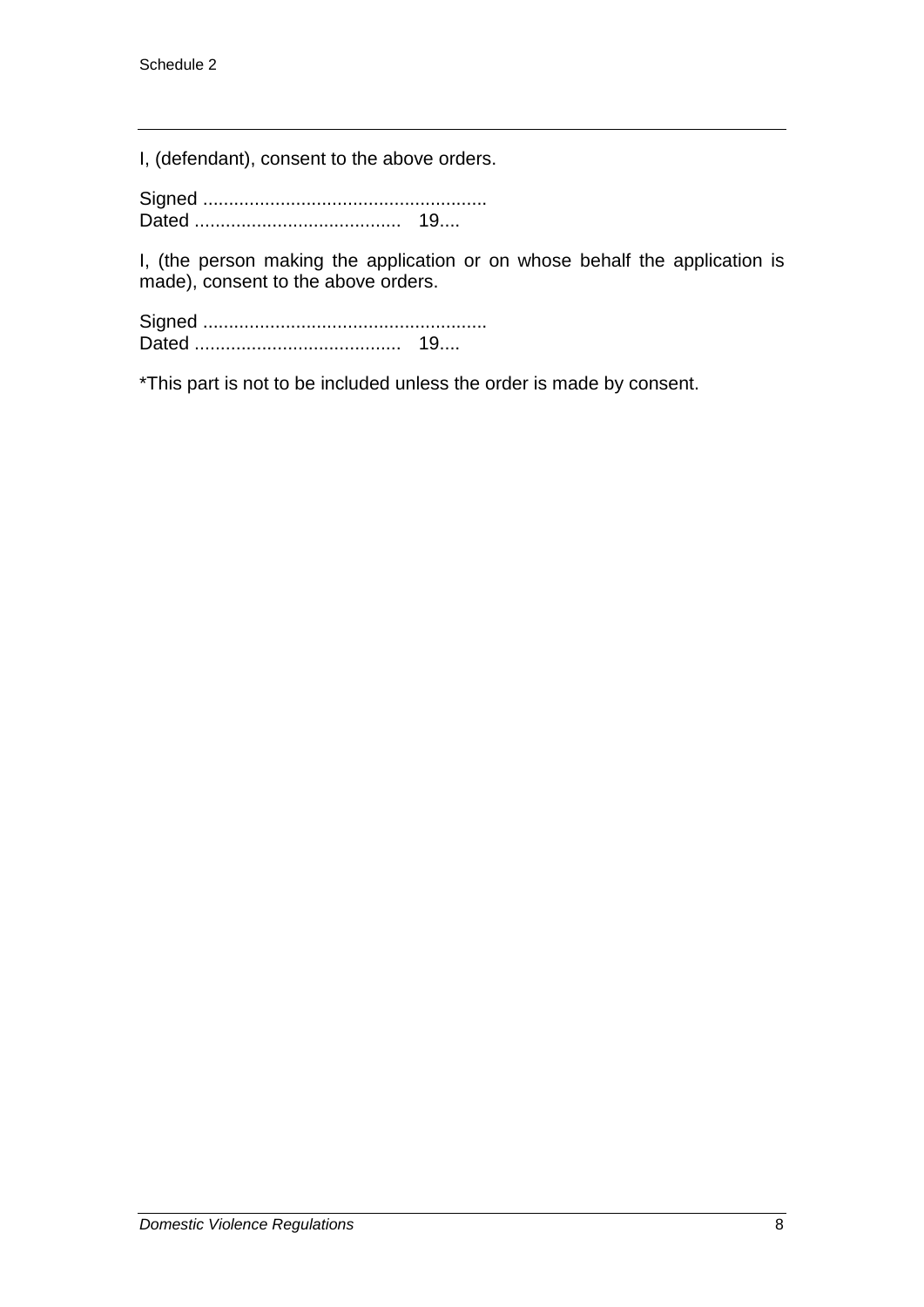---

I, (defendant), consent to the above orders.

Signed ......................................................
Dated .......................................   19....

I, (the person making the application or on whose behalf the application is made), consent to the above orders.

Signed ......................................................
Dated .......................................   19....

*This part is not to be included unless the order is made by consent.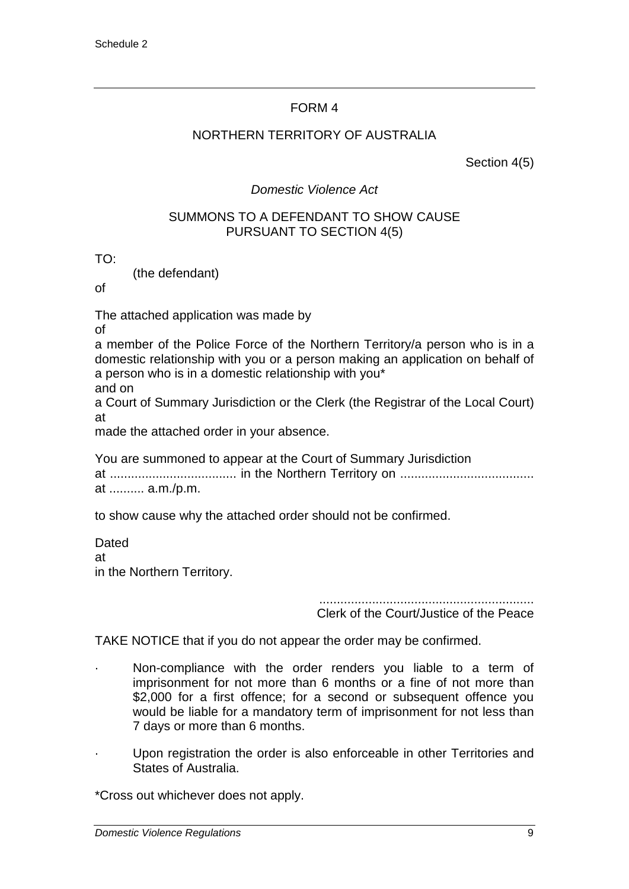Schedule 2

FORM 4

NORTHERN TERRITORY OF AUSTRALIA

Section 4(5)

*Domestic Violence Act*

SUMMONS TO A DEFENDANT TO SHOW CAUSE PURSUANT TO SECTION 4(5)

TO:

(the defendant)

of

The attached application was made by

of

a member of the Police Force of the Northern Territory/a person who is in a domestic relationship with you or a person making an application on behalf of a person who is in a domestic relationship with you*

and on

a Court of Summary Jurisdiction or the Clerk (the Registrar of the Local Court)

at

made the attached order in your absence.

You are summoned to appear at the Court of Summary Jurisdiction at .................................... in the Northern Territory on ...................................... at .......... a.m./p.m.

to show cause why the attached order should not be confirmed.

Dated

at

in the Northern Territory.

.............................................................
Clerk of the Court/Justice of the Peace

TAKE NOTICE that if you do not appear the order may be confirmed.

- Non-compliance with the order renders you liable to a term of imprisonment for not more than 6 months or a fine of not more than $2,000 for a first offence; for a second or subsequent offence you would be liable for a mandatory term of imprisonment for not less than 7 days or more than 6 months.
- Upon registration the order is also enforceable in other Territories and States of Australia.

*Cross out whichever does not apply.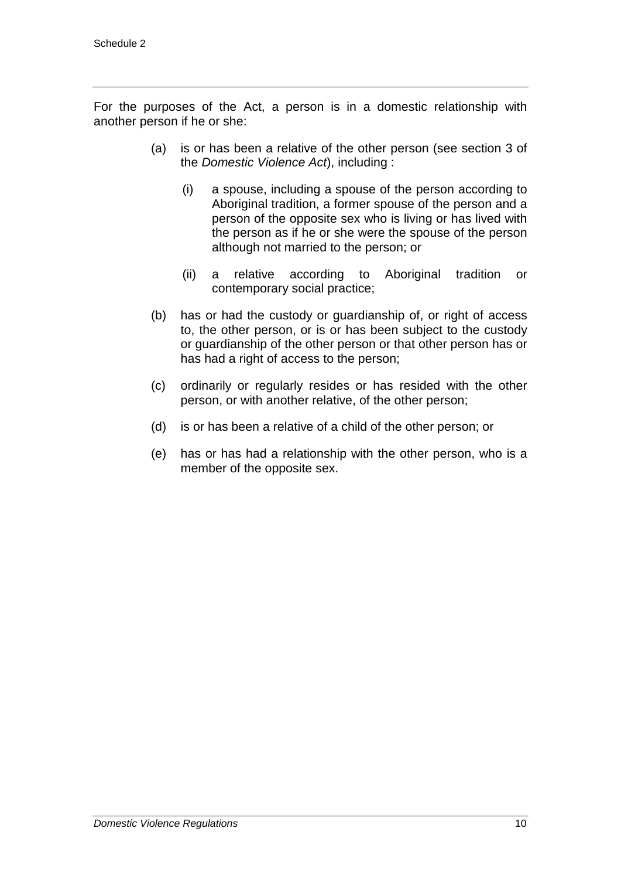For the purposes of the Act, a person is in a domestic relationship with another person if he or she:

(a) is or has been a relative of the other person (see section 3 of the *Domestic Violence Act*), including :

   (i) a spouse, including a spouse of the person according to Aboriginal tradition, a former spouse of the person and a person of the opposite sex who is living or has lived with the person as if he or she were the spouse of the person although not married to the person; or

   (ii) a relative according to Aboriginal tradition or contemporary social practice;

(b) has or had the custody or guardianship of, or right of access to, the other person, or is or has been subject to the custody or guardianship of the other person or that other person has or has had a right of access to the person;

(c) ordinarily or regularly resides or has resided with the other person, or with another relative, of the other person;

(d) is or has been a relative of a child of the other person; or

(e) has or has had a relationship with the other person, who is a member of the opposite sex.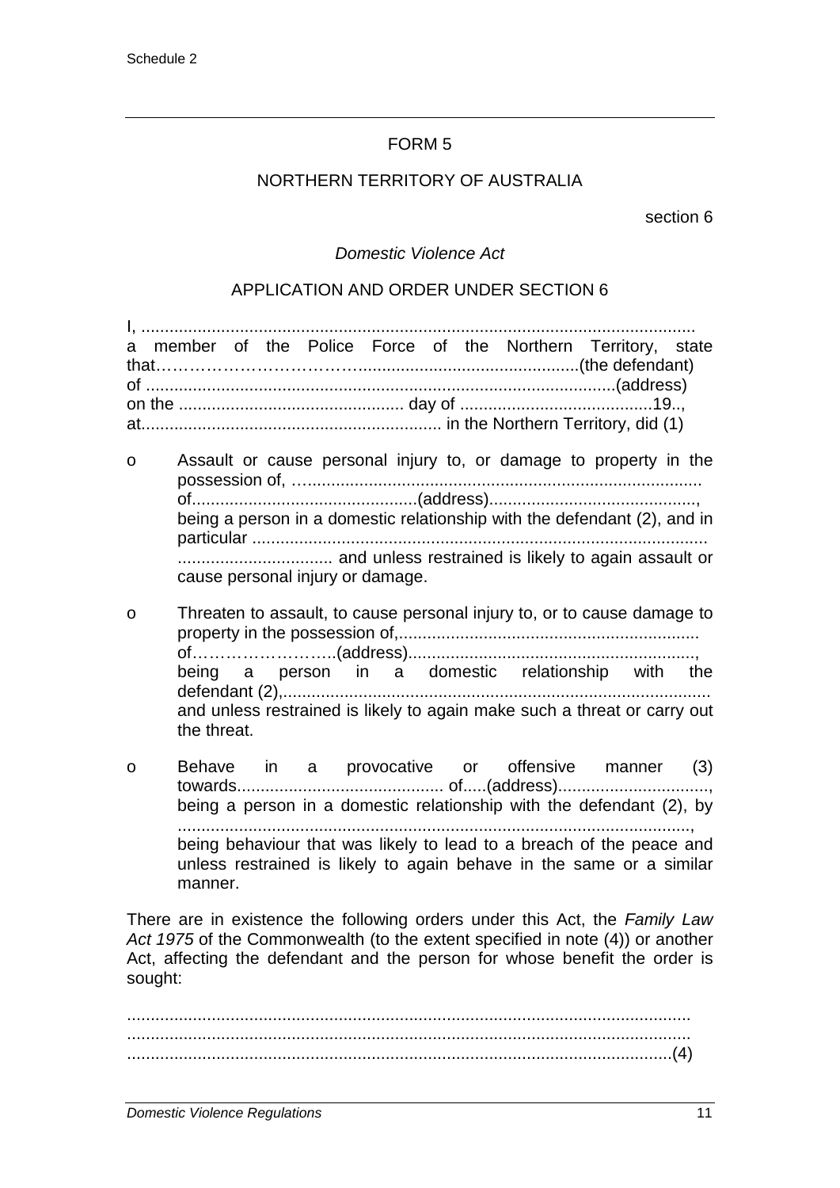Schedule 2

FORM 5

NORTHERN TERRITORY OF AUSTRALIA

section 6

*Domestic Violence Act*

APPLICATION AND ORDER UNDER SECTION 6

I, ......................................................................................................................
a member of the Police Force of the Northern Territory, state that……………………………….............................................(the defendant)
of ...................................................................................................(address)
on the ................................................ day of .........................................19..,
at............................................................... in the Northern Territory, did (1)

- o Assault or cause personal injury to, or damage to property in the possession of, ….................................................................................... of...............................................(address)..........................................., being a person in a domestic relationship with the defendant (2), and in particular .................................................................................................
................................ and unless restrained is likely to again assault or cause personal injury or damage.

- o Threaten to assault, to cause personal injury to, or to cause damage to property in the possession of,................................................................
of……………………..(address)............................................................., being a person in a domestic relationship with the defendant (2),..........................................................................................
and unless restrained is likely to again make such a threat or carry out the threat.

- o Behave in a provocative or offensive manner (3) towards........................................... of.....(address)..............................., being a person in a domestic relationship with the defendant (2), by ............................................................................................................, being behaviour that was likely to lead to a breach of the peace and unless restrained is likely to again behave in the same or a similar manner.

There are in existence the following orders under this Act, the *Family Law Act 1975* of the Commonwealth (to the extent specified in note (4)) or another Act, affecting the defendant and the person for whose benefit the order is sought:

.......................................................................................................................
.......................................................................................................................
...................................................................................................................(4)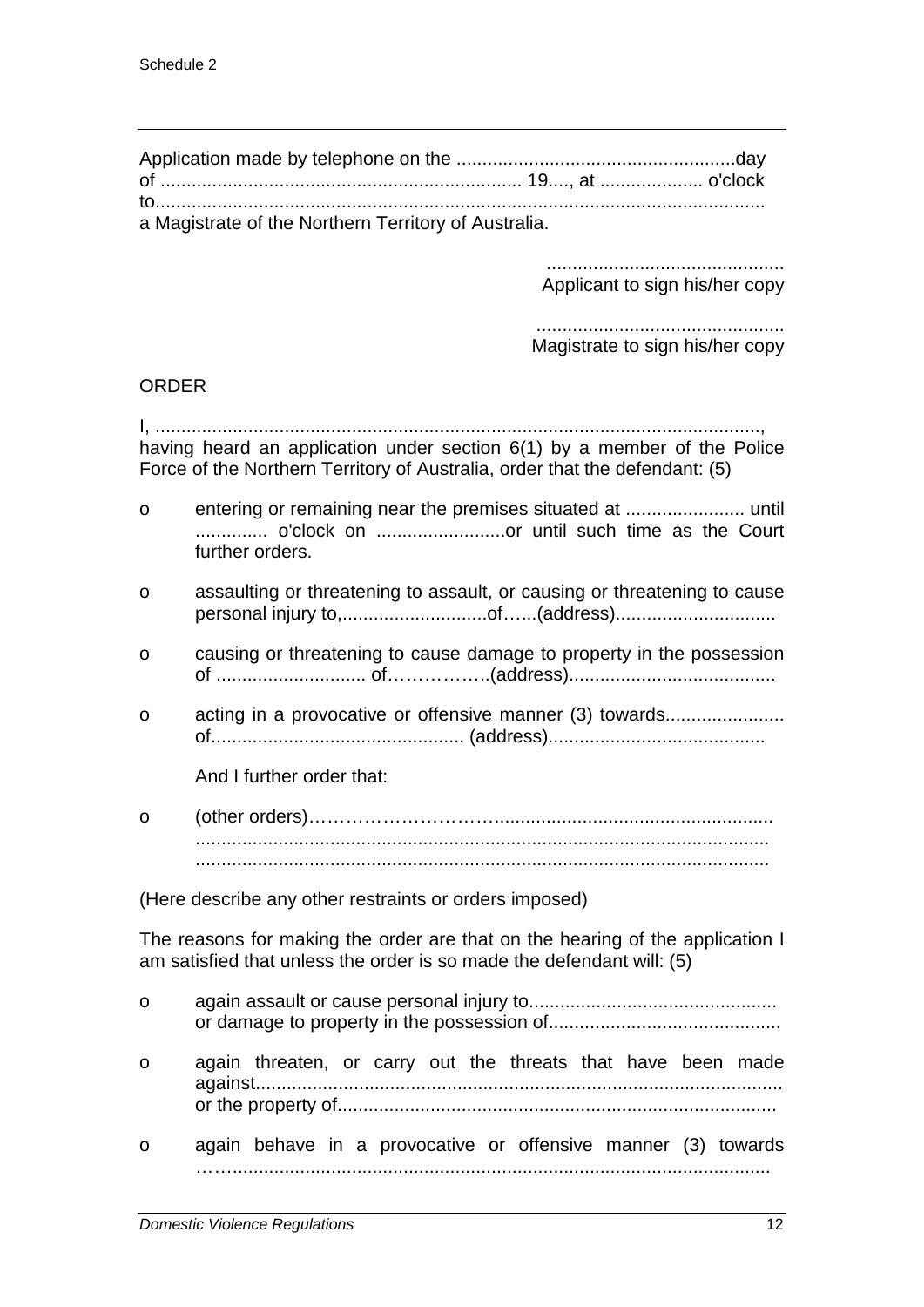Application made by telephone on the ......................................................day of ..................................................................... 19...., at .................... o'clock to..................................................................................................................... a Magistrate of the Northern Territory of Australia.

..............................................
Applicant to sign his/her copy

................................................
Magistrate to sign his/her copy

ORDER

I, ....................................................................................................................., having heard an application under section 6(1) by a member of the Police Force of the Northern Territory of Australia, order that the defendant: (5)

- o entering or remaining near the premises situated at ....................... until .............. o'clock on .........................or until such time as the Court further orders.

- o assaulting or threatening to assault, or causing or threatening to cause personal injury to,............................of…...(address)...............................

- o causing or threatening to cause damage to property in the possession of ............................ of……………..(address)........................................

- o acting in a provocative or offensive manner (3) towards....................... of................................................ (address)..........................................

  And I further order that:

- o (other orders)…………………………......................................................... .............................................................................................................. ..............................................................................................................

(Here describe any other restraints or orders imposed)

The reasons for making the order are that on the hearing of the application I am satisfied that unless the order is so made the defendant will: (5)

- o again assault or cause personal injury to................................................ or damage to property in the possession of............................................

- o again threaten, or carry out the threats that have been made against..................................................................................................... or the property of.....................................................................................

- o again behave in a provocative or offensive manner (3) towards ……......................................................................................................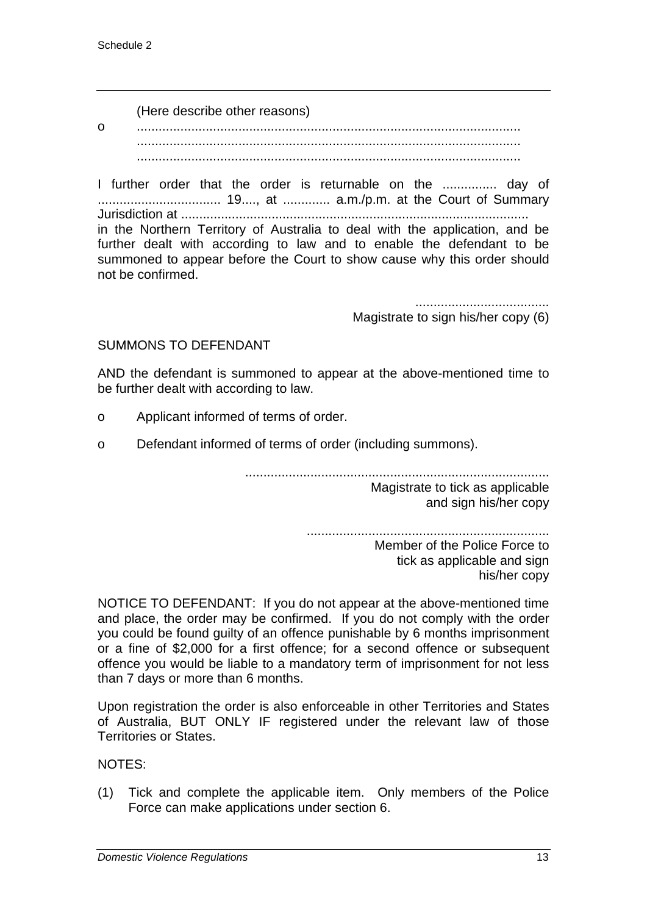(Here describe other reasons)

o .........................................................................................................
.........................................................................................................
.........................................................................................................

I further order that the order is returnable on the ............... day of .................................. 19...., at ............. a.m./p.m. at the Court of Summary Jurisdiction at ...............................................................................................
in the Northern Territory of Australia to deal with the application, and be further dealt with according to law and to enable the defendant to be summoned to appear before the Court to show cause why this order should not be confirmed.

.....................................
Magistrate to sign his/her copy (6)

SUMMONS TO DEFENDANT

AND the defendant is summoned to appear at the above-mentioned time to be further dealt with according to law.

o Applicant informed of terms of order.

o Defendant informed of terms of order (including summons).

...................................................................................
Magistrate to tick as applicable and sign his/her copy

..................................................................
Member of the Police Force to tick as applicable and sign his/her copy

NOTICE TO DEFENDANT: If you do not appear at the above-mentioned time and place, the order may be confirmed. If you do not comply with the order you could be found guilty of an offence punishable by 6 months imprisonment or a fine of $2,000 for a first offence; for a second offence or subsequent offence you would be liable to a mandatory term of imprisonment for not less than 7 days or more than 6 months.

Upon registration the order is also enforceable in other Territories and States of Australia, BUT ONLY IF registered under the relevant law of those Territories or States.

NOTES:

(1) Tick and complete the applicable item. Only members of the Police Force can make applications under section 6.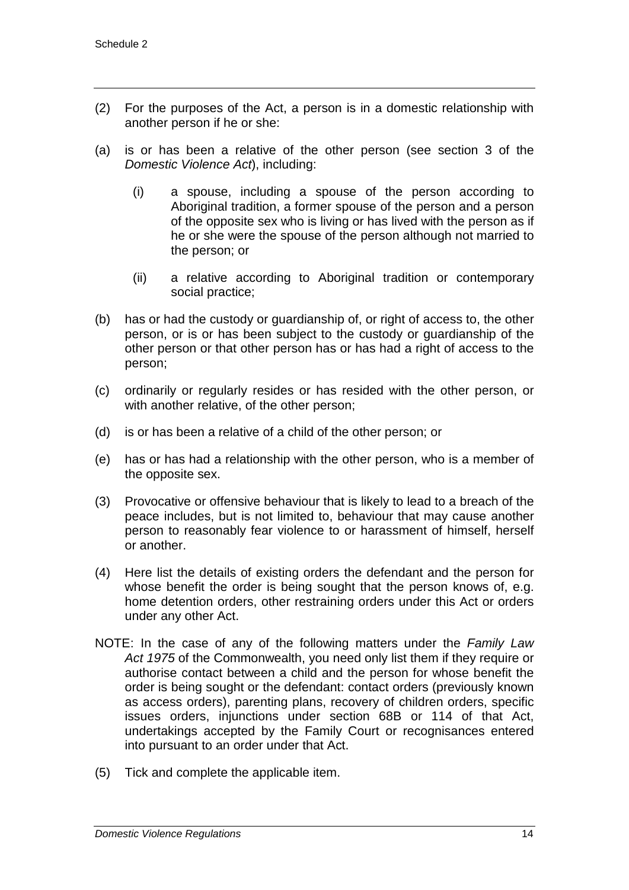(2) For the purposes of the Act, a person is in a domestic relationship with another person if he or she:

(a) is or has been a relative of the other person (see section 3 of the *Domestic Violence Act*), including:

   (i) a spouse, including a spouse of the person according to Aboriginal tradition, a former spouse of the person and a person of the opposite sex who is living or has lived with the person as if he or she were the spouse of the person although not married to the person; or

   (ii) a relative according to Aboriginal tradition or contemporary social practice;

(b) has or had the custody or guardianship of, or right of access to, the other person, or is or has been subject to the custody or guardianship of the other person or that other person has or has had a right of access to the person;

(c) ordinarily or regularly resides or has resided with the other person, or with another relative, of the other person;

(d) is or has been a relative of a child of the other person; or

(e) has or has had a relationship with the other person, who is a member of the opposite sex.

(3) Provocative or offensive behaviour that is likely to lead to a breach of the peace includes, but is not limited to, behaviour that may cause another person to reasonably fear violence to or harassment of himself, herself or another.

(4) Here list the details of existing orders the defendant and the person for whose benefit the order is being sought that the person knows of, e.g. home detention orders, other restraining orders under this Act or orders under any other Act.

NOTE: In the case of any of the following matters under the *Family Law Act 1975* of the Commonwealth, you need only list them if they require or authorise contact between a child and the person for whose benefit the order is being sought or the defendant: contact orders (previously known as access orders), parenting plans, recovery of children orders, specific issues orders, injunctions under section 68B or 114 of that Act, undertakings accepted by the Family Court or recognisances entered into pursuant to an order under that Act.

(5) Tick and complete the applicable item.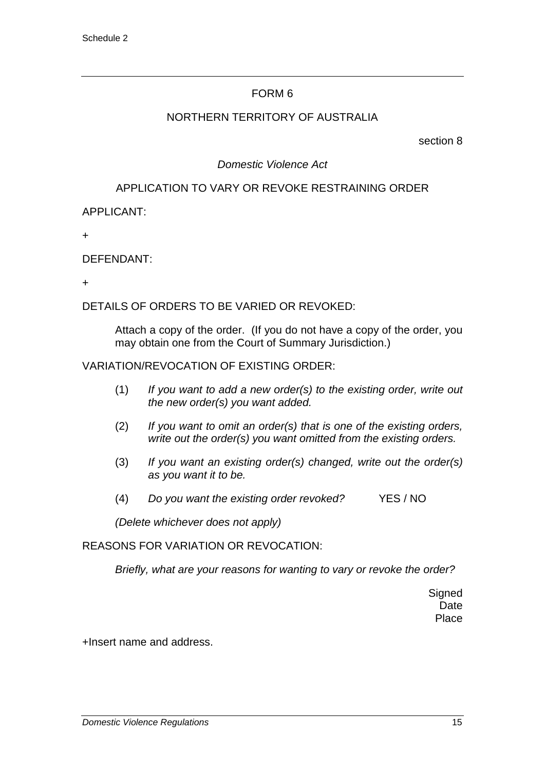Schedule 2

FORM 6

NORTHERN TERRITORY OF AUSTRALIA

section 8

*Domestic Violence Act*

APPLICATION TO VARY OR REVOKE RESTRAINING ORDER

APPLICANT:

+

DEFENDANT:

+

DETAILS OF ORDERS TO BE VARIED OR REVOKED:

Attach a copy of the order. (If you do not have a copy of the order, you may obtain one from the Court of Summary Jurisdiction.)

VARIATION/REVOCATION OF EXISTING ORDER:

(1) *If you want to add a new order(s) to the existing order, write out the new order(s) you want added.*

(2) *If you want to omit an order(s) that is one of the existing orders, write out the order(s) you want omitted from the existing orders.*

(3) *If you want an existing order(s) changed, write out the order(s) as you want it to be.*

(4) *Do you want the existing order revoked?* YES / NO

*(Delete whichever does not apply)*

REASONS FOR VARIATION OR REVOCATION:

*Briefly, what are your reasons for wanting to vary or revoke the order?*

Signed
Date
Place

+Insert name and address.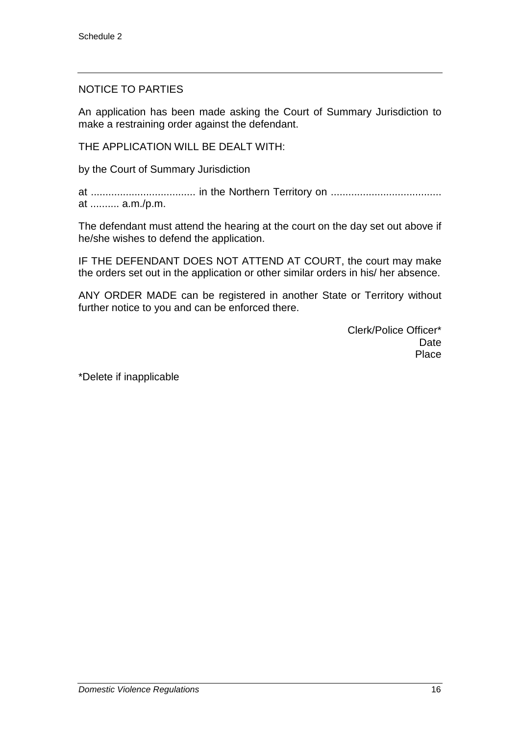NOTICE TO PARTIES

An application has been made asking the Court of Summary Jurisdiction to make a restraining order against the defendant.

THE APPLICATION WILL BE DEALT WITH:

by the Court of Summary Jurisdiction

at .................................... in the Northern Territory on ...................................... at .......... a.m./p.m.

The defendant must attend the hearing at the court on the day set out above if he/she wishes to defend the application.

IF THE DEFENDANT DOES NOT ATTEND AT COURT, the court may make the orders set out in the application or other similar orders in his/ her absence.

ANY ORDER MADE can be registered in another State or Territory without further notice to you and can be enforced there.

Clerk/Police Officer*
Date
Place

*Delete if inapplicable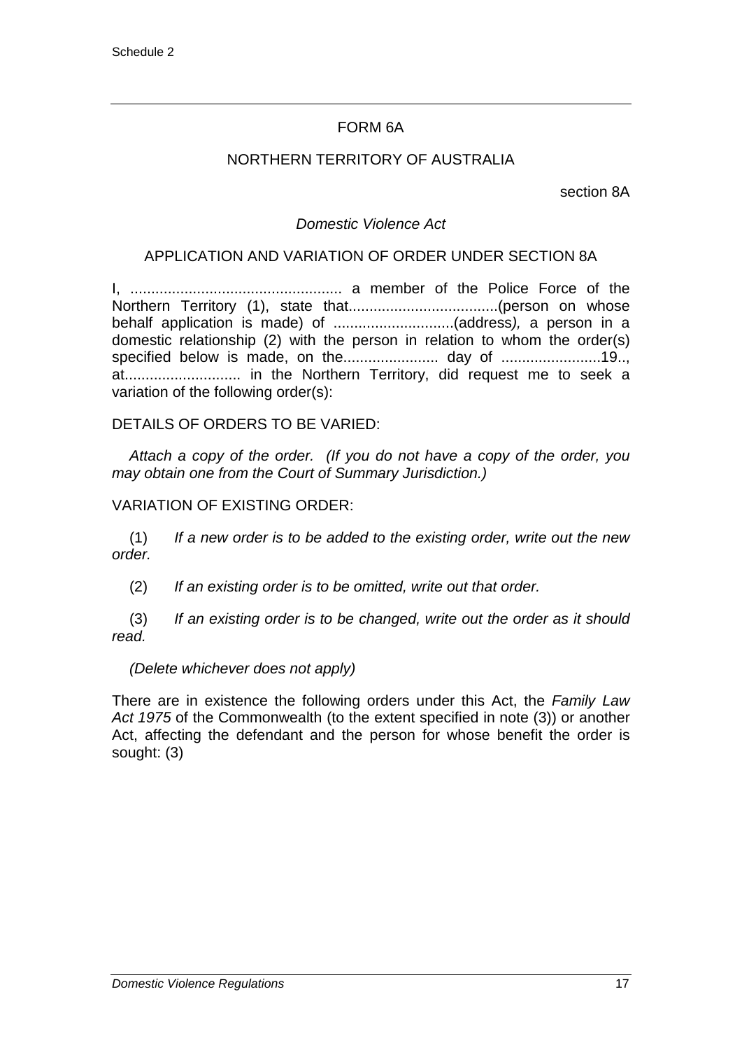FORM 6A

NORTHERN TERRITORY OF AUSTRALIA

section 8A

*Domestic Violence Act*

APPLICATION AND VARIATION OF ORDER UNDER SECTION 8A

I, .................................................. a member of the Police Force of the Northern Territory (1), state that....................................(person on whose behalf application is made) of .............................(address*)*, a person in a domestic relationship (2) with the person in relation to whom the order(s) specified below is made, on the....................... day of ........................19.., at............................ in the Northern Territory, did request me to seek a variation of the following order(s):

DETAILS OF ORDERS TO BE VARIED:

*Attach a copy of the order. (If you do not have a copy of the order, you may obtain one from the Court of Summary Jurisdiction.)*

VARIATION OF EXISTING ORDER:

(1) *If a new order is to be added to the existing order, write out the new order.*

(2) *If an existing order is to be omitted, write out that order.*

(3) *If an existing order is to be changed, write out the order as it should read.*

*(Delete whichever does not apply)*

There are in existence the following orders under this Act, the *Family Law Act 1975* of the Commonwealth (to the extent specified in note (3)) or another Act, affecting the defendant and the person for whose benefit the order is sought: (3)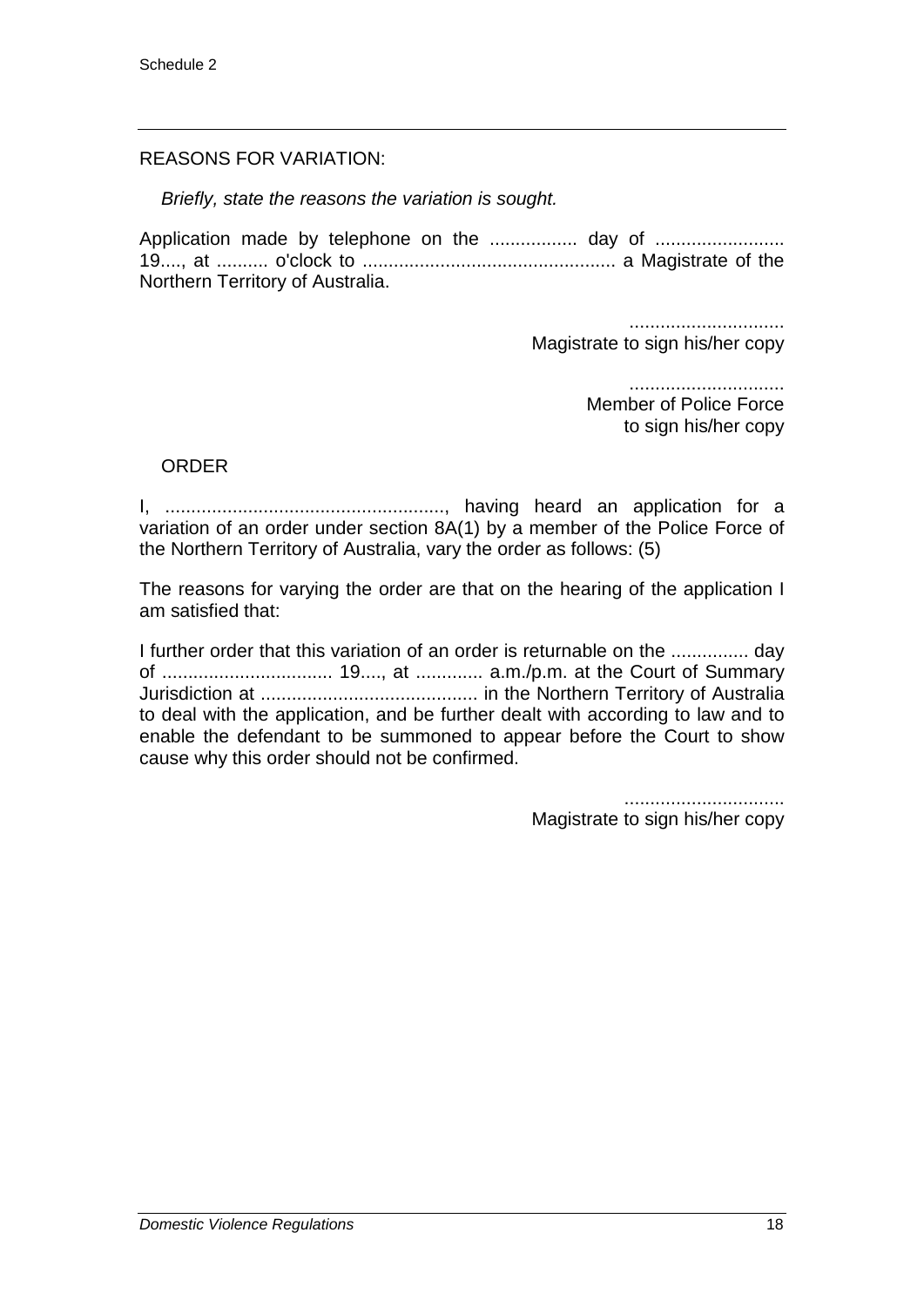REASONS FOR VARIATION:

*Briefly, state the reasons the variation is sought.*

Application made by telephone on the ................. day of ......................... 19...., at .......... o'clock to ................................................. a Magistrate of the Northern Territory of Australia.

..............................
Magistrate to sign his/her copy

..............................
Member of Police Force
to sign his/her copy

ORDER

I, ......................................................, having heard an application for a variation of an order under section 8A(1) by a member of the Police Force of the Northern Territory of Australia, vary the order as follows: (5)

The reasons for varying the order are that on the hearing of the application I am satisfied that:

I further order that this variation of an order is returnable on the ............... day of ................................. 19...., at ............. a.m./p.m. at the Court of Summary Jurisdiction at .......................................... in the Northern Territory of Australia to deal with the application, and be further dealt with according to law and to enable the defendant to be summoned to appear before the Court to show cause why this order should not be confirmed.

...............................
Magistrate to sign his/her copy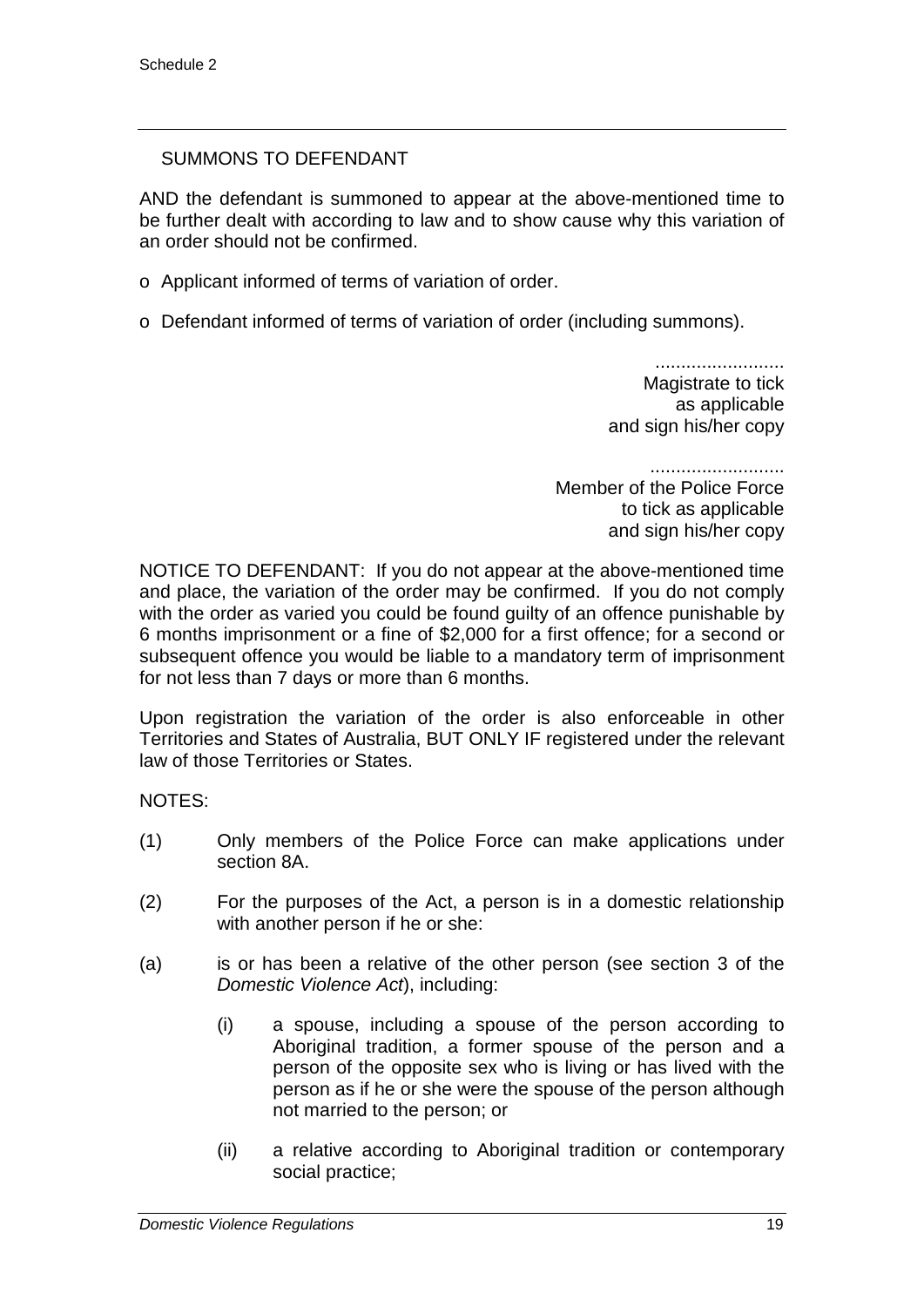SUMMONS TO DEFENDANT

AND the defendant is summoned to appear at the above-mentioned time to be further dealt with according to law and to show cause why this variation of an order should not be confirmed.

o Applicant informed of terms of variation of order.

o Defendant informed of terms of variation of order (including summons).

.........................
Magistrate to tick
as applicable
and sign his/her copy

.........................
Member of the Police Force
to tick as applicable
and sign his/her copy

NOTICE TO DEFENDANT: If you do not appear at the above-mentioned time and place, the variation of the order may be confirmed. If you do not comply with the order as varied you could be found guilty of an offence punishable by 6 months imprisonment or a fine of $2,000 for a first offence; for a second or subsequent offence you would be liable to a mandatory term of imprisonment for not less than 7 days or more than 6 months.

Upon registration the variation of the order is also enforceable in other Territories and States of Australia, BUT ONLY IF registered under the relevant law of those Territories or States.

NOTES:

(1) Only members of the Police Force can make applications under section 8A.

(2) For the purposes of the Act, a person is in a domestic relationship with another person if he or she:

(a) is or has been a relative of the other person (see section 3 of the *Domestic Violence Act*), including:

(i) a spouse, including a spouse of the person according to Aboriginal tradition, a former spouse of the person and a person of the opposite sex who is living or has lived with the person as if he or she were the spouse of the person although not married to the person; or

(ii) a relative according to Aboriginal tradition or contemporary social practice;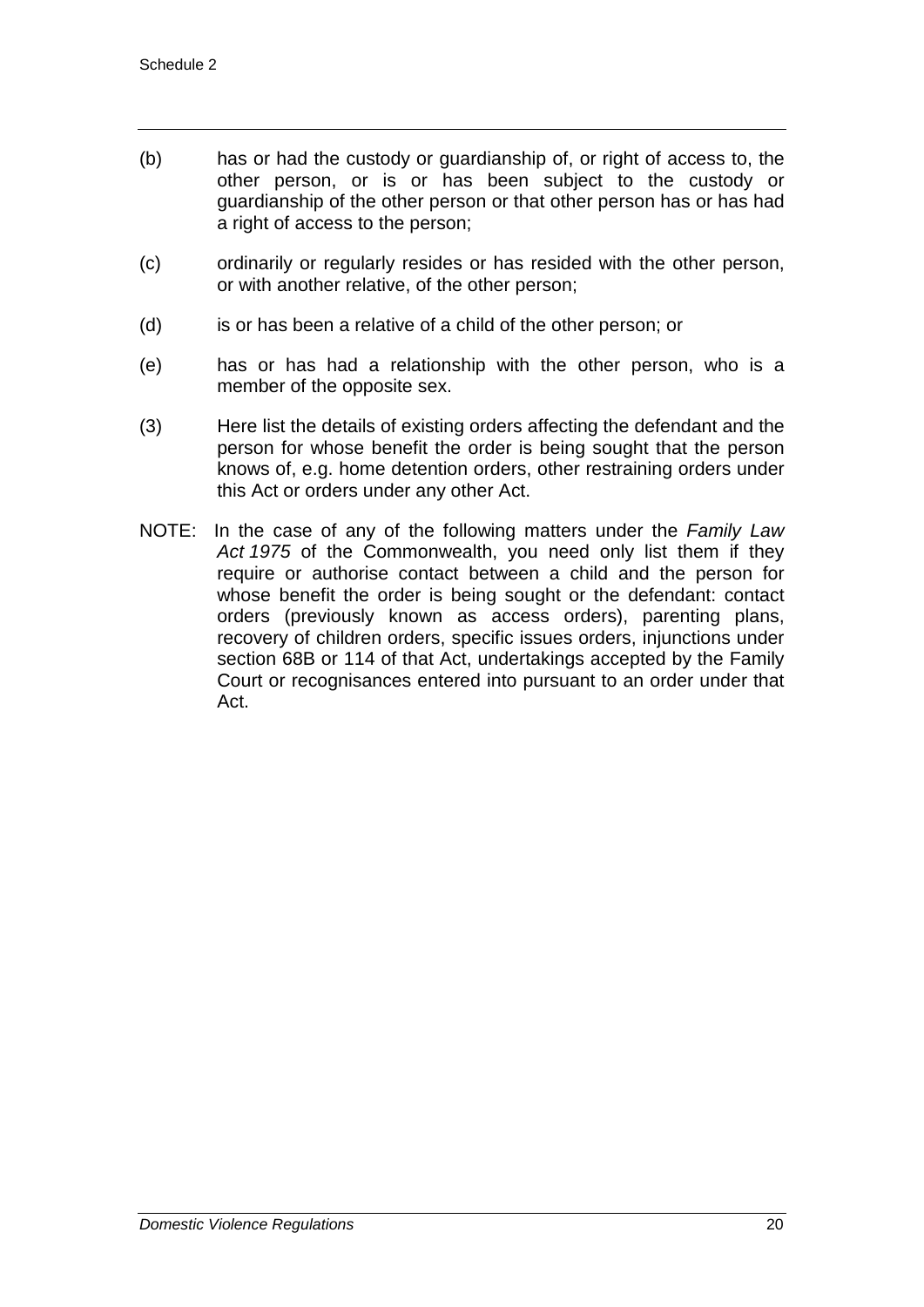(b) has or had the custody or guardianship of, or right of access to, the other person, or is or has been subject to the custody or guardianship of the other person or that other person has or has had a right of access to the person;

(c) ordinarily or regularly resides or has resided with the other person, or with another relative, of the other person;

(d) is or has been a relative of a child of the other person; or

(e) has or has had a relationship with the other person, who is a member of the opposite sex.

(3) Here list the details of existing orders affecting the defendant and the person for whose benefit the order is being sought that the person knows of, e.g. home detention orders, other restraining orders under this Act or orders under any other Act.

NOTE: In the case of any of the following matters under the *Family Law Act 1975* of the Commonwealth, you need only list them if they require or authorise contact between a child and the person for whose benefit the order is being sought or the defendant: contact orders (previously known as access orders), parenting plans, recovery of children orders, specific issues orders, injunctions under section 68B or 114 of that Act, undertakings accepted by the Family Court or recognisances entered into pursuant to an order under that Act.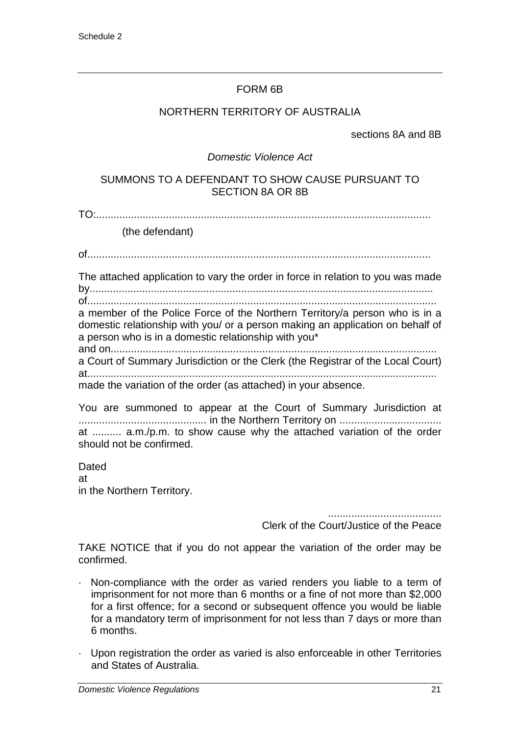Schedule 2

FORM 6B

NORTHERN TERRITORY OF AUSTRALIA

sections 8A and 8B

*Domestic Violence Act*

SUMMONS TO A DEFENDANT TO SHOW CAUSE PURSUANT TO SECTION 8A OR 8B

TO:....................................................................................................................

(the defendant)

of.......................................................................................................................

The attached application to vary the order in force in relation to you was made by......................................................................................................................
of........................................................................................................................
a member of the Police Force of the Northern Territory/a person who is in a domestic relationship with you/ or a person making an application on behalf of a person who is in a domestic relationship with you*
and on...............................................................................................................
a Court of Summary Jurisdiction or the Clerk (the Registrar of the Local Court) at.......................................................................................................................
made the variation of the order (as attached) in your absence.

You are summoned to appear at the Court of Summary Jurisdiction at ........................................... in the Northern Territory on .................................. at .......... a.m./p.m. to show cause why the attached variation of the order should not be confirmed.

Dated
at
in the Northern Territory.

.......................................
Clerk of the Court/Justice of the Peace

TAKE NOTICE that if you do not appear the variation of the order may be confirmed.

- Non-compliance with the order as varied renders you liable to a term of imprisonment for not more than 6 months or a fine of not more than $2,000 for a first offence; for a second or subsequent offence you would be liable for a mandatory term of imprisonment for not less than 7 days or more than 6 months.
- Upon registration the order as varied is also enforceable in other Territories and States of Australia.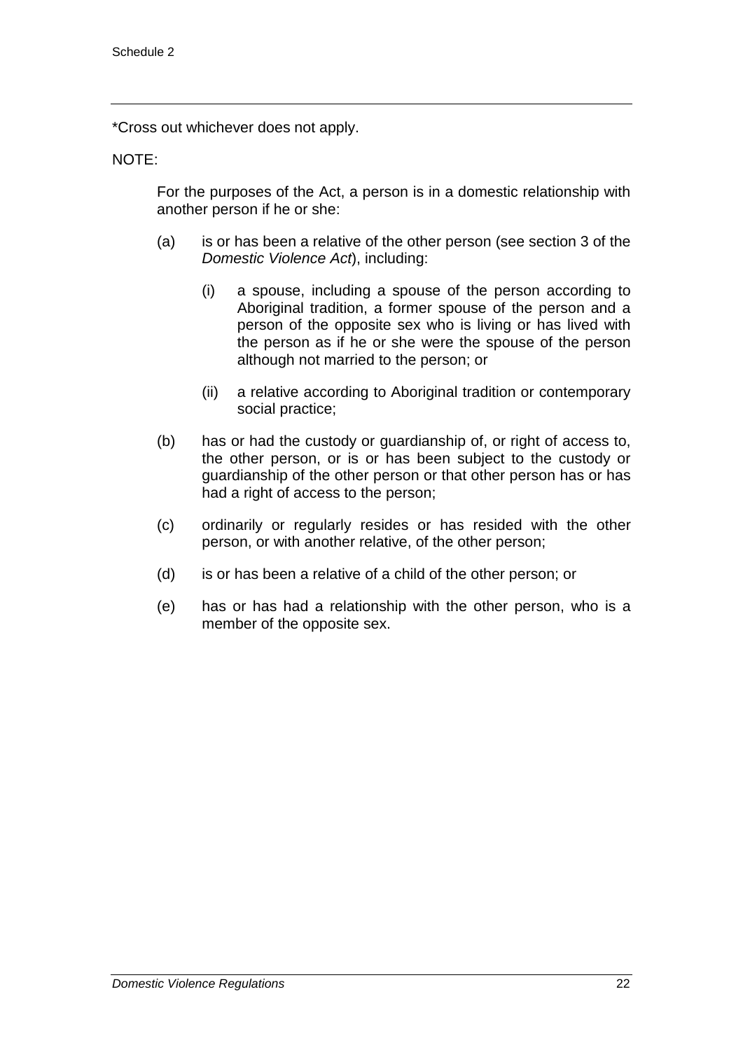*Cross out whichever does not apply.

NOTE:

For the purposes of the Act, a person is in a domestic relationship with another person if he or she:

(a) is or has been a relative of the other person (see section 3 of the *Domestic Violence Act*), including:

  (i) a spouse, including a spouse of the person according to Aboriginal tradition, a former spouse of the person and a person of the opposite sex who is living or has lived with the person as if he or she were the spouse of the person although not married to the person; or

  (ii) a relative according to Aboriginal tradition or contemporary social practice;

(b) has or had the custody or guardianship of, or right of access to, the other person, or is or has been subject to the custody or guardianship of the other person or that other person has or has had a right of access to the person;

(c) ordinarily or regularly resides or has resided with the other person, or with another relative, of the other person;

(d) is or has been a relative of a child of the other person; or

(e) has or has had a relationship with the other person, who is a member of the opposite sex.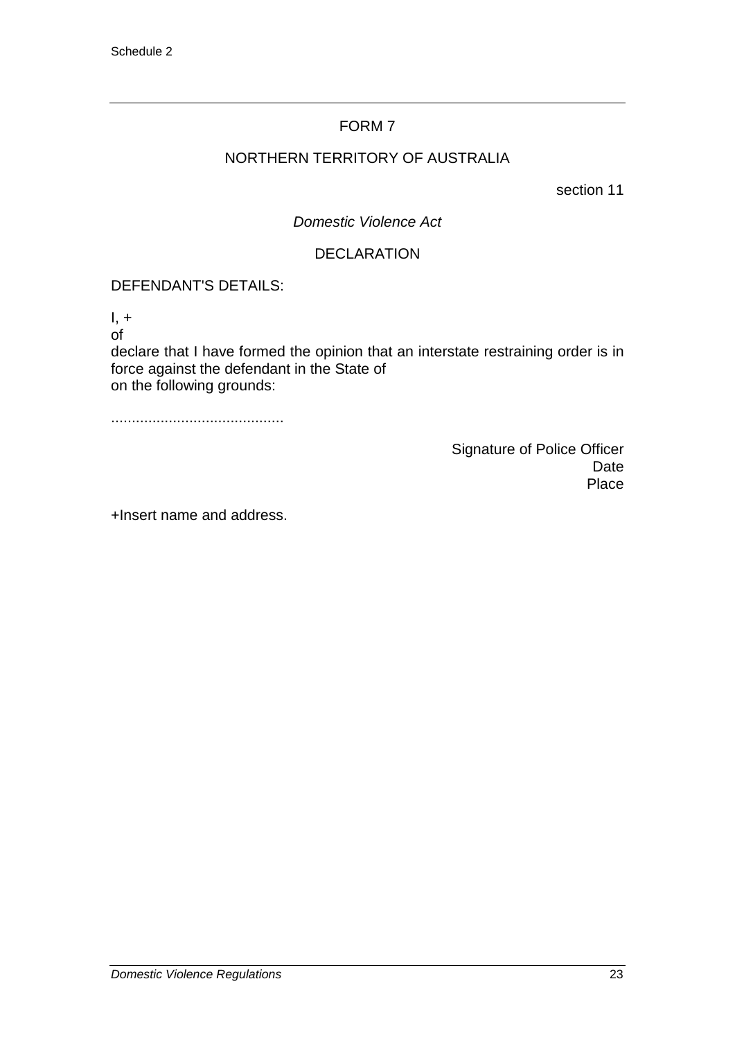Schedule 2

---

FORM 7

NORTHERN TERRITORY OF AUSTRALIA

section 11

*Domestic Violence Act*

DECLARATION

DEFENDANT'S DETAILS:

I, +
of
declare that I have formed the opinion that an interstate restraining order is in force against the defendant in the State of
on the following grounds:

..........................................

Signature of Police Officer
Date
Place

+Insert name and address.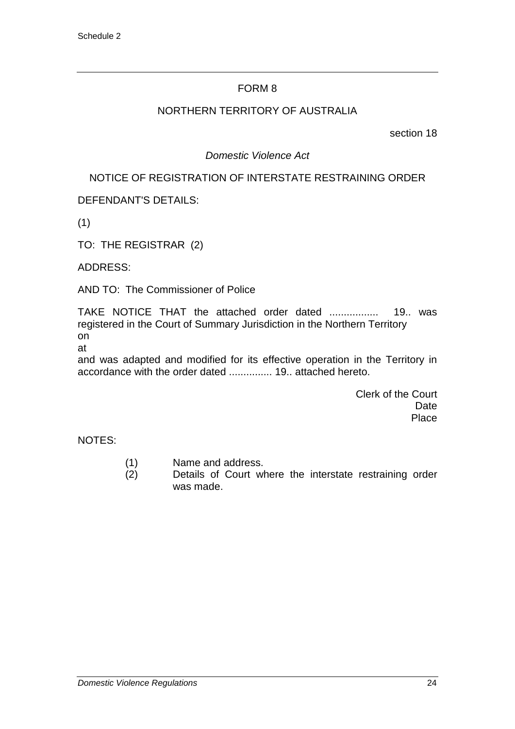FORM 8

NORTHERN TERRITORY OF AUSTRALIA

section 18

*Domestic Violence Act*

NOTICE OF REGISTRATION OF INTERSTATE RESTRAINING ORDER

DEFENDANT'S DETAILS:

(1)

TO: THE REGISTRAR (2)

ADDRESS:

AND TO: The Commissioner of Police

TAKE NOTICE THAT the attached order dated ................ 19.. was registered in the Court of Summary Jurisdiction in the Northern Territory
on
at
and was adapted and modified for its effective operation in the Territory in accordance with the order dated ............... 19.. attached hereto.

Clerk of the Court
Date
Place

NOTES:

(1) Name and address.
(2) Details of Court where the interstate restraining order was made.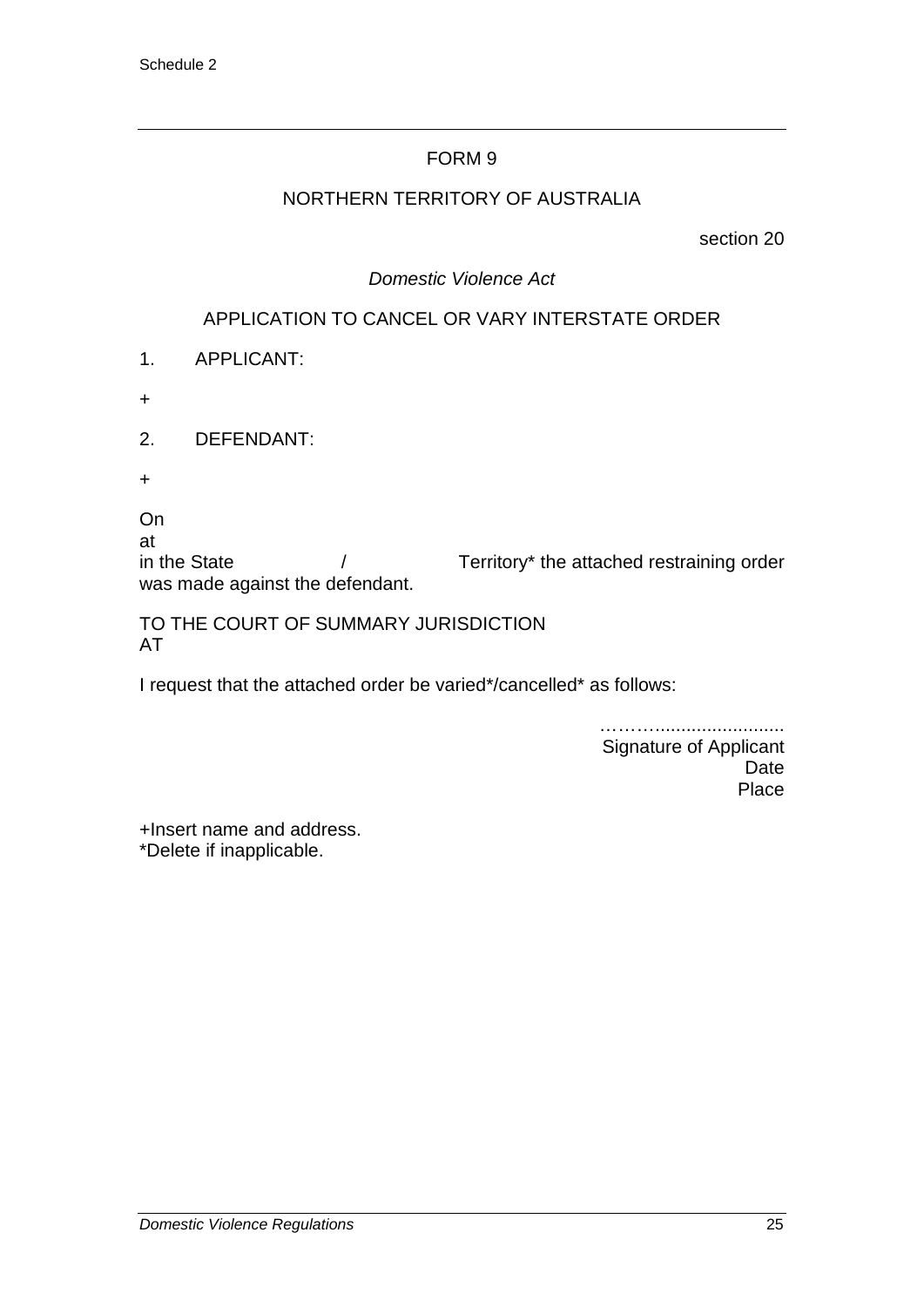Schedule 2

FORM 9

NORTHERN TERRITORY OF AUSTRALIA

section 20

*Domestic Violence Act*

APPLICATION TO CANCEL OR VARY INTERSTATE ORDER

1. APPLICANT:

+

2. DEFENDANT:

+

On
at
in the State / Territory* the attached restraining order was made against the defendant.

TO THE COURT OF SUMMARY JURISDICTION
AT

I request that the attached order be varied*/cancelled* as follows:

……….......................
Signature of Applicant
Date
Place

+Insert name and address.
*Delete if inapplicable.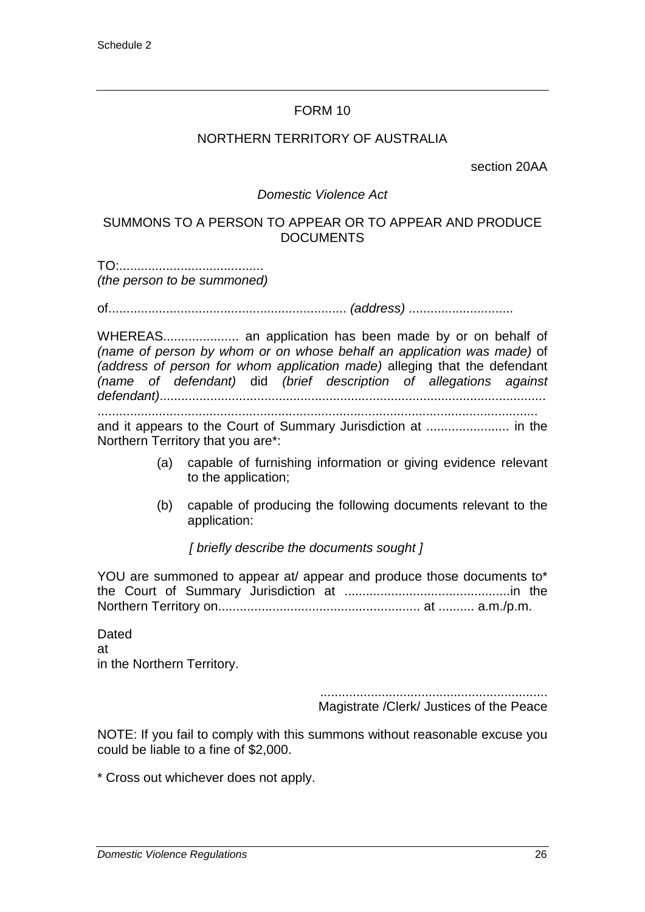Schedule 2

---

FORM 10

NORTHERN TERRITORY OF AUSTRALIA

section 20AA

*Domestic Violence Act*

SUMMONS TO A PERSON TO APPEAR OR TO APPEAR AND PRODUCE DOCUMENTS

TO:........................................
*(the person to be summoned)*

of................................................................. *(address)* ............................

WHEREAS..................... an application has been made by or on behalf of *(name of person by whom or on whose behalf an application was made)* of *(address of person for whom application made)* alleging that the defendant *(name of defendant)* did *(brief description of allegations against defendant)*..........................................................................................................
..........................................................................................................................
and it appears to the Court of Summary Jurisdiction at ....................... in the Northern Territory that you are*:

(a) capable of furnishing information or giving evidence relevant to the application;

(b) capable of producing the following documents relevant to the application:

*[ briefly describe the documents sought ]*

YOU are summoned to appear at/ appear and produce those documents to* the Court of Summary Jurisdiction at .............................................in the Northern Territory on....................................................... at .......... a.m./p.m.

Dated
at
in the Northern Territory.

..............................................................
Magistrate /Clerk/ Justices of the Peace

NOTE: If you fail to comply with this summons without reasonable excuse you could be liable to a fine of $2,000.

* Cross out whichever does not apply.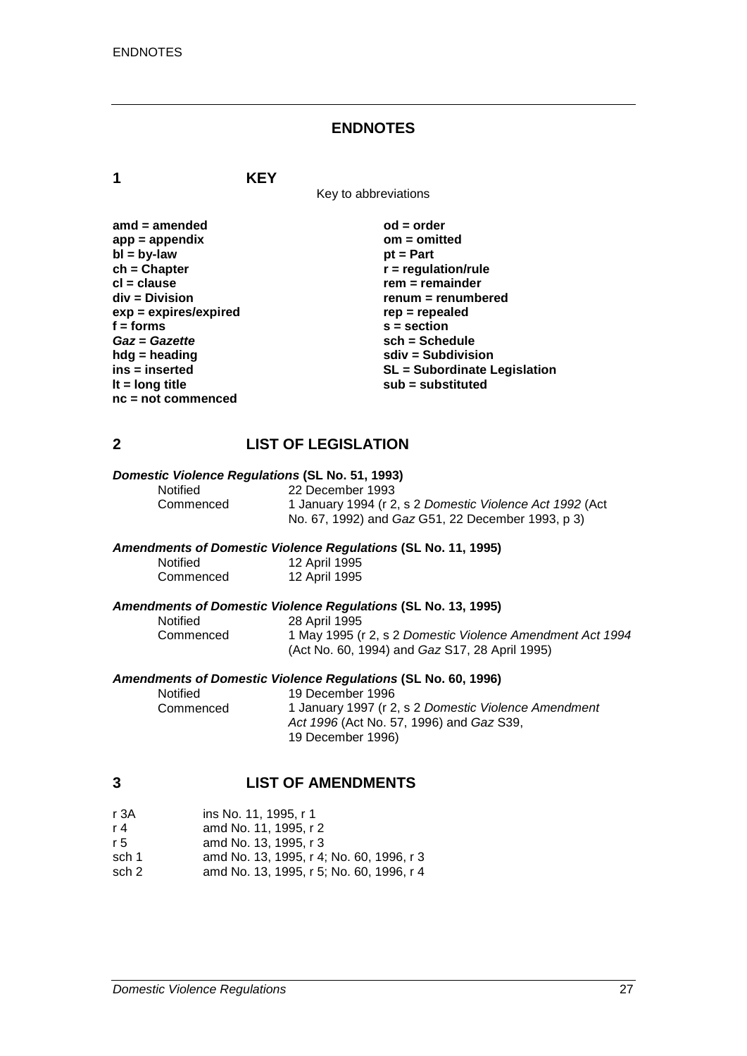## ENDNOTES

### 1 KEY

Key to abbreviations

| | |
|---|---|
| **amd = amended** | **od = order** |
| **app = appendix** | **om = omitted** |
| **bl = by-law** | **pt = Part** |
| **ch = Chapter** | **r = regulation/rule** |
| **cl = clause** | **rem = remainder** |
| **div = Division** | **renum = renumbered** |
| **exp = expires/expired** | **rep = repealed** |
| **f = forms** | **s = section** |
| ***Gaz* = *Gazette*** | **sch = Schedule** |
| **hdg = heading** | **sdiv = Subdivision** |
| **ins = inserted** | **SL = Subordinate Legislation** |
| **lt = long title** | **sub = substituted** |
| **nc = not commenced** | |

### 2 LIST OF LEGISLATION

***Domestic Violence Regulations* (SL No. 51, 1993)**

| | |
|---|---|
| Notified | 22 December 1993 |
| Commenced | 1 January 1994 (r 2, s 2 *Domestic Violence Act 1992* (Act No. 67, 1992) and *Gaz* G51, 22 December 1993, p 3) |

***Amendments of Domestic Violence Regulations* (SL No. 11, 1995)**

| | |
|---|---|
| Notified | 12 April 1995 |
| Commenced | 12 April 1995 |

***Amendments of Domestic Violence Regulations* (SL No. 13, 1995)**

| | |
|---|---|
| Notified | 28 April 1995 |
| Commenced | 1 May 1995 (r 2, s 2 *Domestic Violence Amendment Act 1994* (Act No. 60, 1994) and *Gaz* S17, 28 April 1995) |

***Amendments of Domestic Violence Regulations* (SL No. 60, 1996)**

| | |
|---|---|
| Notified | 19 December 1996 |
| Commenced | 1 January 1997 (r 2, s 2 *Domestic Violence Amendment Act 1996* (Act No. 57, 1996) and *Gaz* S39, 19 December 1996) |

### 3 LIST OF AMENDMENTS

| | |
|---|---|
| r 3A | ins No. 11, 1995, r 1 |
| r 4 | amd No. 11, 1995, r 2 |
| r 5 | amd No. 13, 1995, r 3 |
| sch 1 | amd No. 13, 1995, r 4; No. 60, 1996, r 3 |
| sch 2 | amd No. 13, 1995, r 5; No. 60, 1996, r 4 |